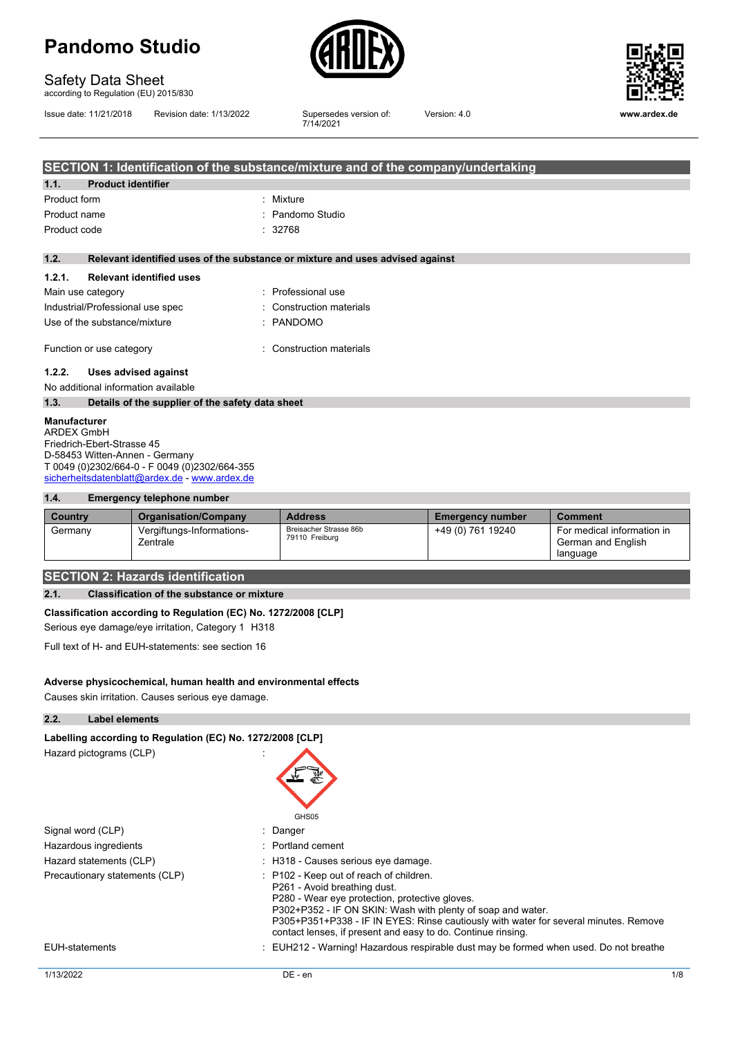# Pandomo Studio

## Safety Data Sheet

according to Regulation (EU) 2015/830

Issue date: 11/21/2018 Revision date: 1/13/2022 Supersedes version of: 7/14/2021 Version: 4.0 www.ardex.de

## SECTION 1: Identification of the substance/mixture and of the company/undertaking

### 1.1. Product identifier

| | |
|---|---|
| Product form | : Mixture |
| Product name | : Pandomo Studio |
| Product code | : 32768 |

### 1.2. Relevant identified uses of the substance or mixture and uses advised against

#### 1.2.1. Relevant identified uses

| | |
|---|---|
| Main use category | : Professional use |
| Industrial/Professional use spec | : Construction materials |
| Use of the substance/mixture | : PANDOMO |
| Function or use category | : Construction materials |

#### 1.2.2. Uses advised against

No additional information available

### 1.3. Details of the supplier of the safety data sheet

**Manufacturer**
ARDEX GmbH
Friedrich-Ebert-Strasse 45
D-58453 Witten-Annen - Germany
T 0049 (0)2302/664-0 - F 0049 (0)2302/664-355
sicherheitsdatenblatt@ardex.de - www.ardex.de

### 1.4. Emergency telephone number

| Country | Organisation/Company | Address | Emergency number | Comment |
|---|---|---|---|---|
| Germany | Vergiftungs-Informations-Zentrale | Breisacher Strasse 86b 79110 Freiburg | +49 (0) 761 19240 | For medical information in German and English language |

## SECTION 2: Hazards identification

### 2.1. Classification of the substance or mixture

**Classification according to Regulation (EC) No. 1272/2008 [CLP]**

Serious eye damage/eye irritation, Category 1 H318

Full text of H- and EUH-statements: see section 16

**Adverse physicochemical, human health and environmental effects**

Causes skin irritation. Causes serious eye damage.

### 2.2. Label elements

**Labelling according to Regulation (EC) No. 1272/2008 [CLP]**

Hazard pictograms (CLP) :

GHS05

| | |
|---|---|
| Signal word (CLP) | : Danger |
| Hazardous ingredients | : Portland cement |
| Hazard statements (CLP) | : H318 - Causes serious eye damage. |
| Precautionary statements (CLP) | : P102 - Keep out of reach of children.<br>P261 - Avoid breathing dust.<br>P280 - Wear eye protection, protective gloves.<br>P302+P352 - IF ON SKIN: Wash with plenty of soap and water.<br>P305+P351+P338 - IF IN EYES: Rinse cautiously with water for several minutes. Remove contact lenses, if present and easy to do. Continue rinsing. |
| EUH-statements | : EUH212 - Warning! Hazardous respirable dust may be formed when used. Do not breathe |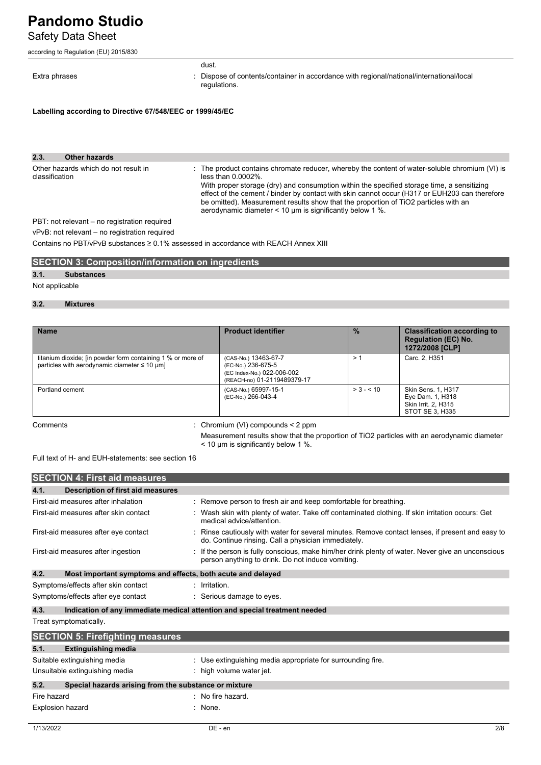| | |
|---|---|
| | dust. |
| Extra phrases | : Dispose of contents/container in accordance with regional/national/international/local regulations. |

**Labelling according to Directive 67/548/EEC or 1999/45/EC**

### 2.3. Other hazards

| | |
|---|---|
| Other hazards which do not result in classification | : The product contains chromate reducer, whereby the content of water-soluble chromium (VI) is less than 0.0002%. With proper storage (dry) and consumption within the specified storage time, a sensitizing effect of the cement / binder by contact with skin cannot occur (H317 or EUH203 can therefore be omitted). Measurement results show that the proportion of $TiO_2$ particles with an aerodynamic diameter < 10 µm is significantly below 1 %. |

PBT: not relevant – no registration required

vPvB: not relevant – no registration required

Contains no PBT/vPvB substances ≥ 0.1% assessed in accordance with REACH Annex XIII

## SECTION 3: Composition/information on ingredients

### 3.1. Substances

Not applicable

### 3.2. Mixtures

| Name | Product identifier | % | Classification according to Regulation (EC) No. 1272/2008 [CLP] |
|---|---|---|---|
| titanium dioxide; [in powder form containing 1 % or more of particles with aerodynamic diameter ≤ 10 μm] | (CAS-No.) 13463-67-7<br>(EC-No.) 236-675-5<br>(EC Index-No.) 022-006-002<br>(REACH-no) 01-2119489379-17 | > 1 | Carc. 2, H351 |
| Portland cement | (CAS-No.) 65997-15-1<br>(EC-No.) 266-043-4 | > 3 - < 10 | Skin Sens. 1, H317<br>Eye Dam. 1, H318<br>Skin Irrit. 2, H315<br>STOT SE 3, H335 |

| | |
|---|---|
| Comments | : Chromium (VI) compounds < 2 ppm<br>Measurement results show that the proportion of $TiO_2$ particles with an aerodynamic diameter < 10 µm is significantly below 1 %. |

Full text of H- and EUH-statements: see section 16

## SECTION 4: First aid measures

### 4.1. Description of first aid measures

| | |
|---|---|
| First-aid measures after inhalation | : Remove person to fresh air and keep comfortable for breathing. |
| First-aid measures after skin contact | : Wash skin with plenty of water. Take off contaminated clothing. If skin irritation occurs: Get medical advice/attention. |
| First-aid measures after eye contact | : Rinse cautiously with water for several minutes. Remove contact lenses, if present and easy to do. Continue rinsing. Call a physician immediately. |
| First-aid measures after ingestion | : If the person is fully conscious, make him/her drink plenty of water. Never give an unconscious person anything to drink. Do not induce vomiting. |

### 4.2. Most important symptoms and effects, both acute and delayed

| | |
|---|---|
| Symptoms/effects after skin contact | : Irritation. |
| Symptoms/effects after eye contact | : Serious damage to eyes. |

### 4.3. Indication of any immediate medical attention and special treatment needed

Treat symptomatically.

## SECTION 5: Firefighting measures

### 5.1. Extinguishing media

| | |
|---|---|
| Suitable extinguishing media | : Use extinguishing media appropriate for surrounding fire. |
| Unsuitable extinguishing media | : high volume water jet. |

### 5.2. Special hazards arising from the substance or mixture

| | |
|---|---|
| Fire hazard | : No fire hazard. |
| Explosion hazard | : None. |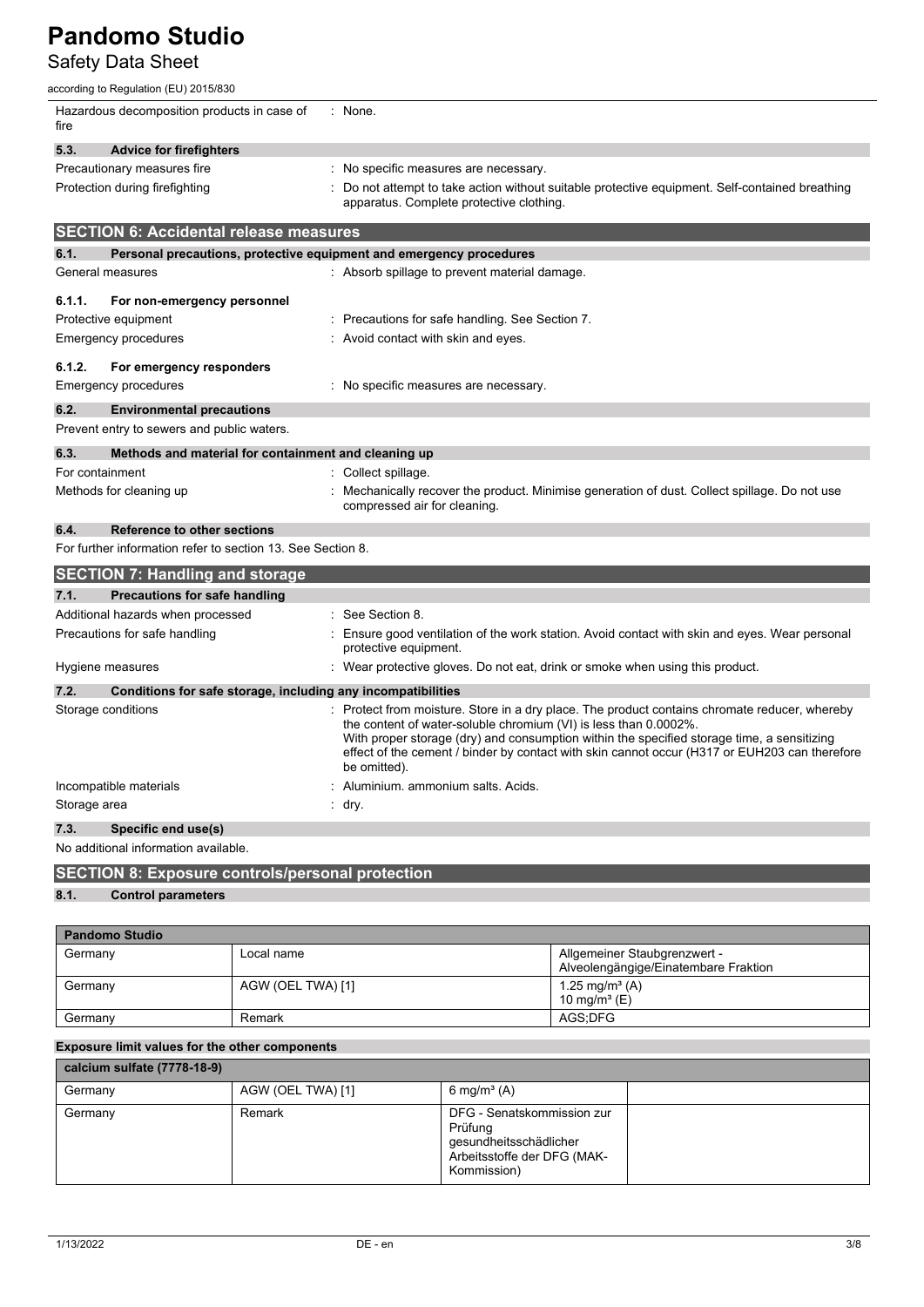| | |
|---|---|
| Hazardous decomposition products in case of fire | : None. |

**5.3. Advice for firefighters**

| | |
|---|---|
| Precautionary measures fire | : No specific measures are necessary. |
| Protection during firefighting | : Do not attempt to take action without suitable protective equipment. Self-contained breathing apparatus. Complete protective clothing. |

## SECTION 6: Accidental release measures

**6.1. Personal precautions, protective equipment and emergency procedures**

| | |
|---|---|
| General measures | : Absorb spillage to prevent material damage. |

**6.1.1. For non-emergency personnel**

| | |
|---|---|
| Protective equipment | : Precautions for safe handling. See Section 7. |
| Emergency procedures | : Avoid contact with skin and eyes. |

**6.1.2. For emergency responders**

| | |
|---|---|
| Emergency procedures | : No specific measures are necessary. |

**6.2. Environmental precautions**

Prevent entry to sewers and public waters.

**6.3. Methods and material for containment and cleaning up**

| | |
|---|---|
| For containment | : Collect spillage. |
| Methods for cleaning up | : Mechanically recover the product. Minimise generation of dust. Collect spillage. Do not use compressed air for cleaning. |

**6.4. Reference to other sections**

For further information refer to section 13. See Section 8.

## SECTION 7: Handling and storage

**7.1. Precautions for safe handling**

| | |
|---|---|
| Additional hazards when processed | : See Section 8. |
| Precautions for safe handling | : Ensure good ventilation of the work station. Avoid contact with skin and eyes. Wear personal protective equipment. |
| Hygiene measures | : Wear protective gloves. Do not eat, drink or smoke when using this product. |

**7.2. Conditions for safe storage, including any incompatibilities**

| | |
|---|---|
| Storage conditions | : Protect from moisture. Store in a dry place. The product contains chromate reducer, whereby the content of water-soluble chromium (VI) is less than 0.0002%. With proper storage (dry) and consumption within the specified storage time, a sensitizing effect of the cement / binder by contact with skin cannot occur (H317 or EUH203 can therefore be omitted). |
| Incompatible materials | : Aluminium. ammonium salts. Acids. |
| Storage area | : dry. |

**7.3. Specific end use(s)**

No additional information available.

## SECTION 8: Exposure controls/personal protection

**8.1. Control parameters**

| Pandomo Studio | | |
|---|---|---|
| Germany | Local name | Allgemeiner Staubgrenzwert - Alveolengängige/Einatembare Fraktion |
| Germany | AGW (OEL TWA) [1] | 1.25 mg/m³ (A)<br>10 mg/m³ (E) |
| Germany | Remark | AGS;DFG |

**Exposure limit values for the other components**

| calcium sulfate (7778-18-9) | | | |
|---|---|---|---|
| Germany | AGW (OEL TWA) [1] | 6 mg/m³ (A) | |
| Germany | Remark | DFG - Senatskommission zur Prüfung gesundheitsschädlicher Arbeitsstoffe der DFG (MAK-Kommission) | |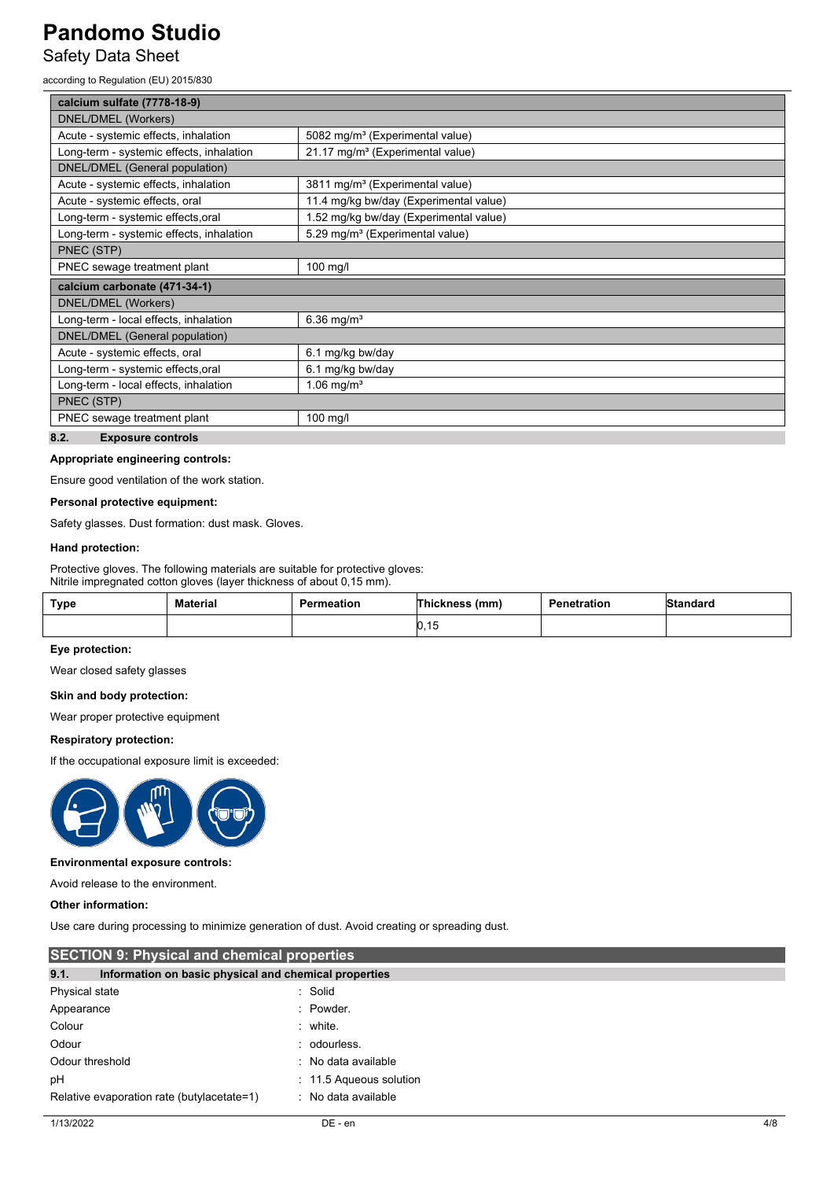| calcium sulfate (7778-18-9) | |
|---|---|
| DNEL/DMEL (Workers) | |
| Acute - systemic effects, inhalation | 5082 mg/m³ (Experimental value) |
| Long-term - systemic effects, inhalation | 21.17 mg/m³ (Experimental value) |
| DNEL/DMEL (General population) | |
| Acute - systemic effects, inhalation | 3811 mg/m³ (Experimental value) |
| Acute - systemic effects, oral | 11.4 mg/kg bw/day (Experimental value) |
| Long-term - systemic effects,oral | 1.52 mg/kg bw/day (Experimental value) |
| Long-term - systemic effects, inhalation | 5.29 mg/m³ (Experimental value) |
| PNEC (STP) | |
| PNEC sewage treatment plant | 100 mg/l |

| calcium carbonate (471-34-1) | |
|---|---|
| DNEL/DMEL (Workers) | |
| Long-term - local effects, inhalation | 6.36 mg/m³ |
| DNEL/DMEL (General population) | |
| Acute - systemic effects, oral | 6.1 mg/kg bw/day |
| Long-term - systemic effects,oral | 6.1 mg/kg bw/day |
| Long-term - local effects, inhalation | 1.06 mg/m³ |
| PNEC (STP) | |
| PNEC sewage treatment plant | 100 mg/l |

### 8.2. Exposure controls

**Appropriate engineering controls:**

Ensure good ventilation of the work station.

**Personal protective equipment:**

Safety glasses. Dust formation: dust mask. Gloves.

**Hand protection:**

Protective gloves. The following materials are suitable for protective gloves:
Nitrile impregnated cotton gloves (layer thickness of about 0,15 mm).

| Type | Material | Permeation | Thickness (mm) | Penetration | Standard |
|---|---|---|---|---|---|
| | | | 0,15 | | |

**Eye protection:**

Wear closed safety glasses

**Skin and body protection:**

Wear proper protective equipment

**Respiratory protection:**

If the occupational exposure limit is exceeded:

**Environmental exposure controls:**

Avoid release to the environment.

**Other information:**

Use care during processing to minimize generation of dust. Avoid creating or spreading dust.

## SECTION 9: Physical and chemical properties

### 9.1. Information on basic physical and chemical properties

| | |
|---|---|
| Physical state | : Solid |
| Appearance | : Powder. |
| Colour | : white. |
| Odour | : odourless. |
| Odour threshold | : No data available |
| pH | : 11.5 Aqueous solution |
| Relative evaporation rate (butylacetate=1) | : No data available |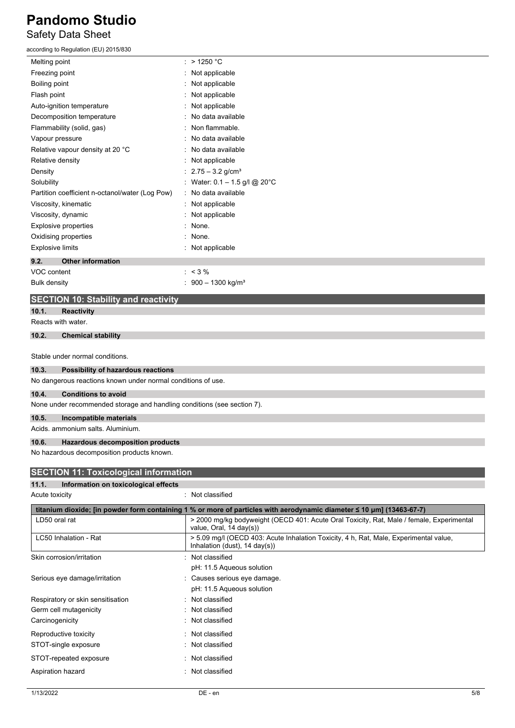| | |
|---|---|
| Melting point | : > 1250 °C |
| Freezing point | : Not applicable |
| Boiling point | : Not applicable |
| Flash point | : Not applicable |
| Auto-ignition temperature | : Not applicable |
| Decomposition temperature | : No data available |
| Flammability (solid, gas) | : Non flammable. |
| Vapour pressure | : No data available |
| Relative vapour density at 20 °C | : No data available |
| Relative density | : Not applicable |
| Density | : 2.75 – 3.2 g/cm³ |
| Solubility | : Water: 0.1 – 1.5 g/l @ 20°C |
| Partition coefficient n-octanol/water (Log Pow) | : No data available |
| Viscosity, kinematic | : Not applicable |
| Viscosity, dynamic | : Not applicable |
| Explosive properties | : None. |
| Oxidising properties | : None. |
| Explosive limits | : Not applicable |

### 9.2. Other information

| | |
|---|---|
| VOC content | : < 3 % |
| Bulk density | : 900 – 1300 kg/m³ |

## SECTION 10: Stability and reactivity

### 10.1. Reactivity

Reacts with water.

### 10.2. Chemical stability

Stable under normal conditions.

### 10.3. Possibility of hazardous reactions

No dangerous reactions known under normal conditions of use.

### 10.4. Conditions to avoid

None under recommended storage and handling conditions (see section 7).

### 10.5. Incompatible materials

Acids. ammonium salts. Aluminium.

### 10.6. Hazardous decomposition products

No hazardous decomposition products known.

## SECTION 11: Toxicological information

### 11.1. Information on toxicological effects

Acute toxicity : Not classified

| titanium dioxide; [in powder form containing 1 % or more of particles with aerodynamic diameter ≤ 10 μm] (13463-67-7) | |
|---|---|
| LD50 oral rat | > 2000 mg/kg bodyweight (OECD 401: Acute Oral Toxicity, Rat, Male / female, Experimental value, Oral, 14 day(s)) |
| LC50 Inhalation - Rat | > 5.09 mg/l (OECD 403: Acute Inhalation Toxicity, 4 h, Rat, Male, Experimental value, Inhalation (dust), 14 day(s)) |

| | |
|---|---|
| Skin corrosion/irritation | : Not classified<br>pH: 11.5 Aqueous solution |
| Serious eye damage/irritation | : Causes serious eye damage.<br>pH: 11.5 Aqueous solution |
| Respiratory or skin sensitisation | : Not classified |
| Germ cell mutagenicity | : Not classified |
| Carcinogenicity | : Not classified |
| Reproductive toxicity | : Not classified |
| STOT-single exposure | : Not classified |
| STOT-repeated exposure | : Not classified |
| Aspiration hazard | : Not classified |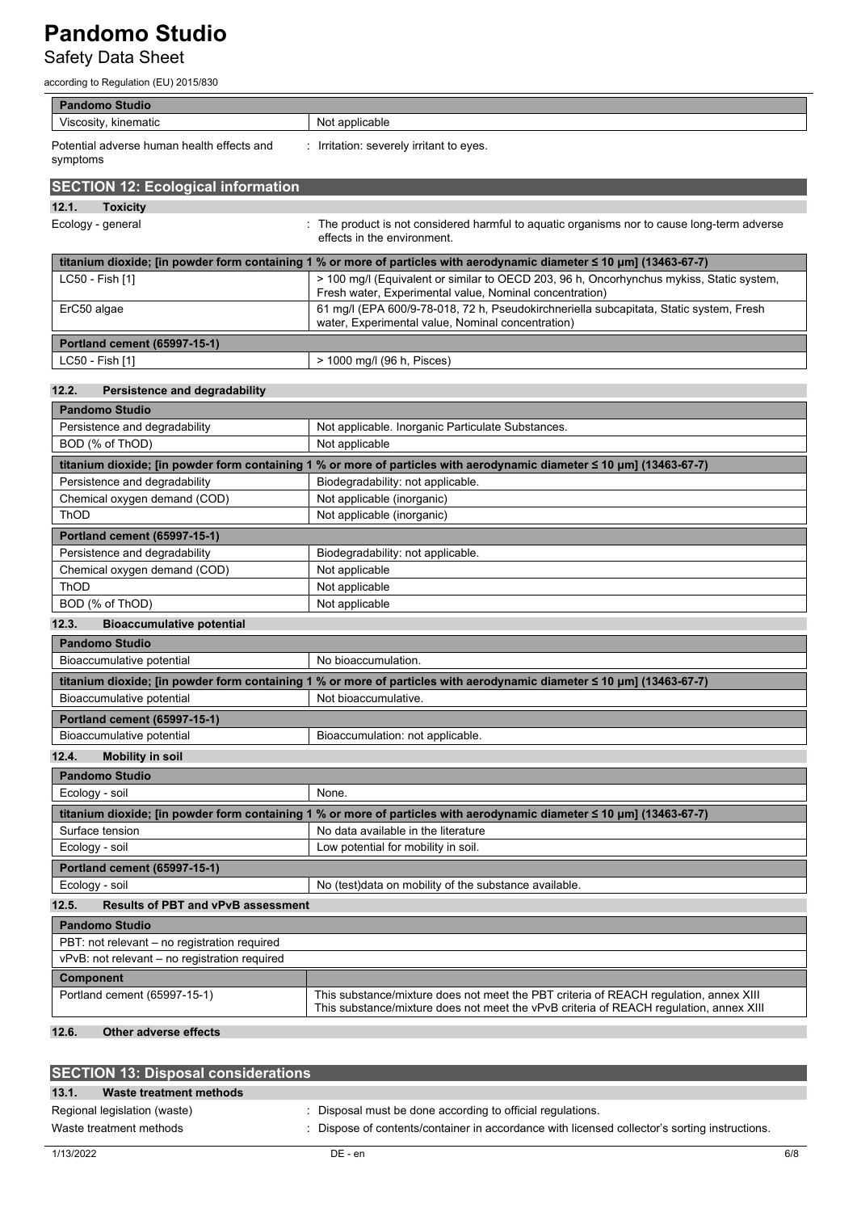| Pandomo Studio | |
|---|---|
| Viscosity, kinematic | Not applicable |

Potential adverse human health effects and symptoms : Irritation: severely irritant to eyes.

## SECTION 12: Ecological information

### 12.1. Toxicity

Ecology - general : The product is not considered harmful to aquatic organisms nor to cause long-term adverse effects in the environment.

| titanium dioxide; [in powder form containing 1 % or more of particles with aerodynamic diameter ≤ 10 μm] (13463-67-7) | |
|---|---|
| LC50 - Fish [1] | > 100 mg/l (Equivalent or similar to OECD 203, 96 h, Oncorhynchus mykiss, Static system, Fresh water, Experimental value, Nominal concentration) |
| ErC50 algae | 61 mg/l (EPA 600/9-78-018, 72 h, Pseudokirchneriella subcapitata, Static system, Fresh water, Experimental value, Nominal concentration) |
| **Portland cement (65997-15-1)** | |
| LC50 - Fish [1] | > 1000 mg/l (96 h, Pisces) |

### 12.2. Persistence and degradability

| Pandomo Studio | |
|---|---|
| Persistence and degradability | Not applicable. Inorganic Particulate Substances. |
| BOD (% of ThOD) | Not applicable |
| **titanium dioxide; [in powder form containing 1 % or more of particles with aerodynamic diameter ≤ 10 μm] (13463-67-7)** | |
| Persistence and degradability | Biodegradability: not applicable. |
| Chemical oxygen demand (COD) | Not applicable (inorganic) |
| ThOD | Not applicable (inorganic) |
| **Portland cement (65997-15-1)** | |
| Persistence and degradability | Biodegradability: not applicable. |
| Chemical oxygen demand (COD) | Not applicable |
| ThOD | Not applicable |
| BOD (% of ThOD) | Not applicable |

### 12.3. Bioaccumulative potential

| Pandomo Studio | |
|---|---|
| Bioaccumulative potential | No bioaccumulation. |
| **titanium dioxide; [in powder form containing 1 % or more of particles with aerodynamic diameter ≤ 10 μm] (13463-67-7)** | |
| Bioaccumulative potential | Not bioaccumulative. |
| **Portland cement (65997-15-1)** | |
| Bioaccumulative potential | Bioaccumulation: not applicable. |

### 12.4. Mobility in soil

| Pandomo Studio | |
|---|---|
| Ecology - soil | None. |
| **titanium dioxide; [in powder form containing 1 % or more of particles with aerodynamic diameter ≤ 10 μm] (13463-67-7)** | |
| Surface tension | No data available in the literature |
| Ecology - soil | Low potential for mobility in soil. |
| **Portland cement (65997-15-1)** | |
| Ecology - soil | No (test)data on mobility of the substance available. |

### 12.5. Results of PBT and vPvB assessment

| Pandomo Studio | |
|---|---|
| PBT: not relevant – no registration required | |
| vPvB: not relevant – no registration required | |
| **Component** | |
| Portland cement (65997-15-1) | This substance/mixture does not meet the PBT criteria of REACH regulation, annex XIII<br>This substance/mixture does not meet the vPvB criteria of REACH regulation, annex XIII |

### 12.6. Other adverse effects

## SECTION 13: Disposal considerations

### 13.1. Waste treatment methods

Regional legislation (waste) : Disposal must be done according to official regulations.

Waste treatment methods : Dispose of contents/container in accordance with licensed collector's sorting instructions.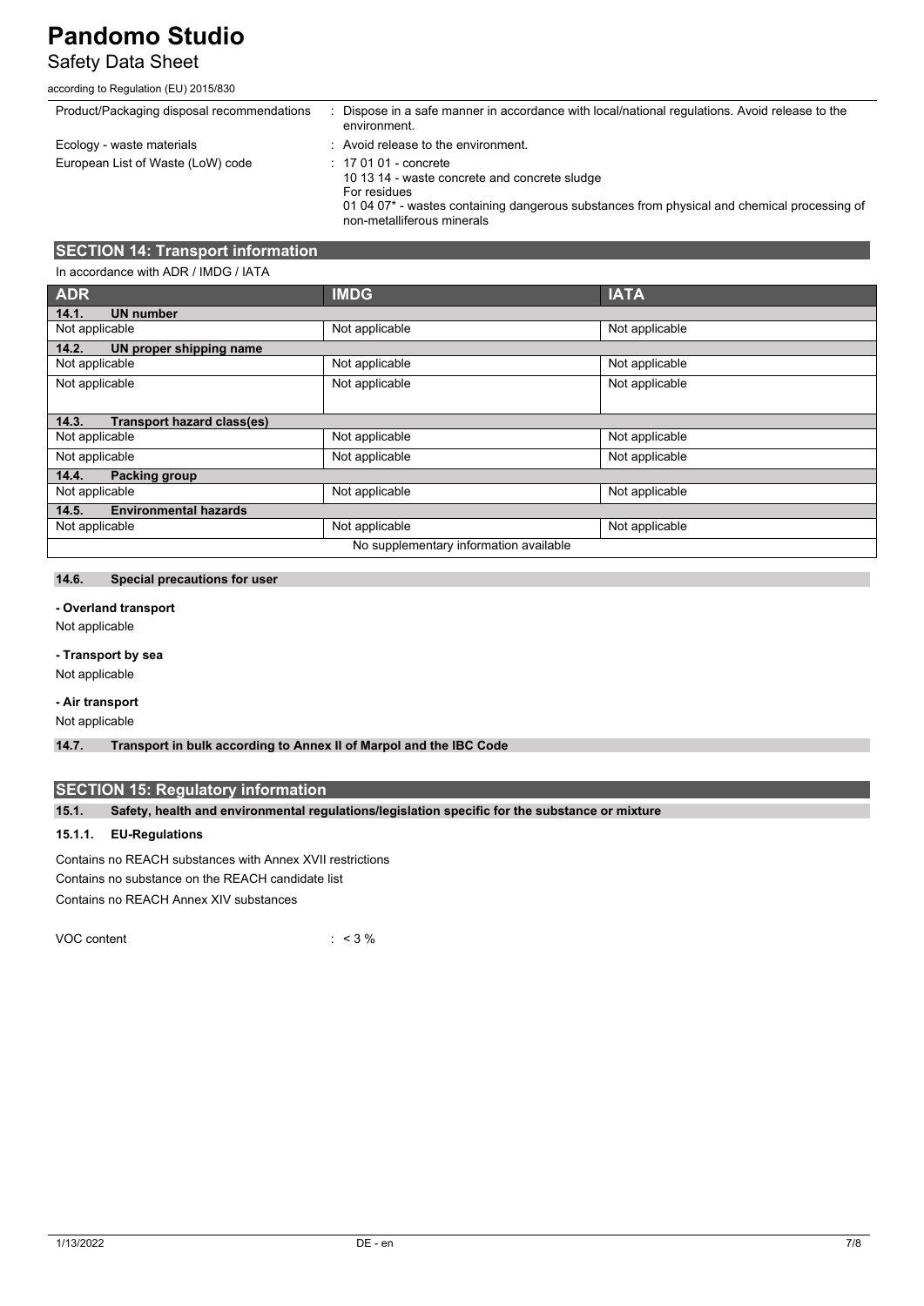| | |
|---|---|
| Product/Packaging disposal recommendations | : Dispose in a safe manner in accordance with local/national regulations. Avoid release to the environment. |
| Ecology - waste materials | : Avoid release to the environment. |
| European List of Waste (LoW) code | : 17 01 01 - concrete<br>10 13 14 - waste concrete and concrete sludge<br>For residues<br>01 04 07* - wastes containing dangerous substances from physical and chemical processing of non-metalliferous minerals |

## SECTION 14: Transport information

In accordance with ADR / IMDG / IATA

| ADR | IMDG | IATA |
|---|---|---|
| **14.1. UN number** | | |
| Not applicable | Not applicable | Not applicable |
| **14.2. UN proper shipping name** | | |
| Not applicable | Not applicable | Not applicable |
| Not applicable | Not applicable | Not applicable |
| **14.3. Transport hazard class(es)** | | |
| Not applicable | Not applicable | Not applicable |
| Not applicable | Not applicable | Not applicable |
| **14.4. Packing group** | | |
| Not applicable | Not applicable | Not applicable |
| **14.5. Environmental hazards** | | |
| Not applicable | Not applicable | Not applicable |
| No supplementary information available | | |

### 14.6. Special precautions for user

**- Overland transport**

Not applicable

**- Transport by sea**

Not applicable

**- Air transport**

Not applicable

### 14.7. Transport in bulk according to Annex II of Marpol and the IBC Code

## SECTION 15: Regulatory information

### 15.1. Safety, health and environmental regulations/legislation specific for the substance or mixture

#### 15.1.1. EU-Regulations

Contains no REACH substances with Annex XVII restrictions

Contains no substance on the REACH candidate list

Contains no REACH Annex XIV substances

VOC content : < 3 %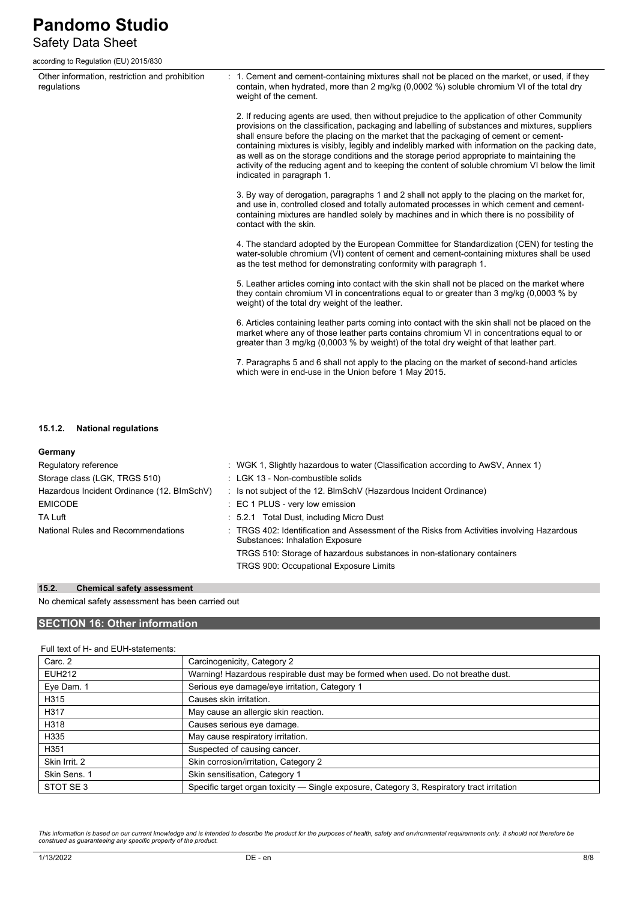| | |
|---|---|
| Other information, restriction and prohibition regulations | : 1. Cement and cement-containing mixtures shall not be placed on the market, or used, if they contain, when hydrated, more than 2 mg/kg (0,0002 %) soluble chromium VI of the total dry weight of the cement.<br><br>2. If reducing agents are used, then without prejudice to the application of other Community provisions on the classification, packaging and labelling of substances and mixtures, suppliers shall ensure before the placing on the market that the packaging of cement or cement-containing mixtures is visibly, legibly and indelibly marked with information on the packing date, as well as on the storage conditions and the storage period appropriate to maintaining the activity of the reducing agent and to keeping the content of soluble chromium VI below the limit indicated in paragraph 1.<br><br>3. By way of derogation, paragraphs 1 and 2 shall not apply to the placing on the market for, and use in, controlled closed and totally automated processes in which cement and cement-containing mixtures are handled solely by machines and in which there is no possibility of contact with the skin.<br><br>4. The standard adopted by the European Committee for Standardization (CEN) for testing the water-soluble chromium (VI) content of cement and cement-containing mixtures shall be used as the test method for demonstrating conformity with paragraph 1.<br><br>5. Leather articles coming into contact with the skin shall not be placed on the market where they contain chromium VI in concentrations equal to or greater than 3 mg/kg (0,0003 % by weight) of the total dry weight of the leather.<br><br>6. Articles containing leather parts coming into contact with the skin shall not be placed on the market where any of those leather parts contains chromium VI in concentrations equal to or greater than 3 mg/kg (0,0003 % by weight) of the total dry weight of that leather part.<br><br>7. Paragraphs 5 and 6 shall not apply to the placing on the market of second-hand articles which were in end-use in the Union before 1 May 2015. |

#### 15.1.2. National regulations

**Germany**

| | |
|---|---|
| Regulatory reference | : WGK 1, Slightly hazardous to water (Classification according to AwSV, Annex 1) |
| Storage class (LGK, TRGS 510) | : LGK 13 - Non-combustible solids |
| Hazardous Incident Ordinance (12. BImSchV) | : Is not subject of the 12. BImSchV (Hazardous Incident Ordinance) |
| EMICODE | : EC 1 PLUS - very low emission |
| TA Luft | : 5.2.1 Total Dust, including Micro Dust |
| National Rules and Recommendations | : TRGS 402: Identification and Assessment of the Risks from Activities involving Hazardous Substances: Inhalation Exposure<br>TRGS 510: Storage of hazardous substances in non-stationary containers<br>TRGS 900: Occupational Exposure Limits |

### 15.2. Chemical safety assessment

No chemical safety assessment has been carried out

## SECTION 16: Other information

Full text of H- and EUH-statements:

| | |
|---|---|
| Carc. 2 | Carcinogenicity, Category 2 |
| EUH212 | Warning! Hazardous respirable dust may be formed when used. Do not breathe dust. |
| Eye Dam. 1 | Serious eye damage/eye irritation, Category 1 |
| H315 | Causes skin irritation. |
| H317 | May cause an allergic skin reaction. |
| H318 | Causes serious eye damage. |
| H335 | May cause respiratory irritation. |
| H351 | Suspected of causing cancer. |
| Skin Irrit. 2 | Skin corrosion/irritation, Category 2 |
| Skin Sens. 1 | Skin sensitisation, Category 1 |
| STOT SE 3 | Specific target organ toxicity — Single exposure, Category 3, Respiratory tract irritation |

*This information is based on our current knowledge and is intended to describe the product for the purposes of health, safety and environmental requirements only. It should not therefore be construed as guaranteeing any specific property of the product.*